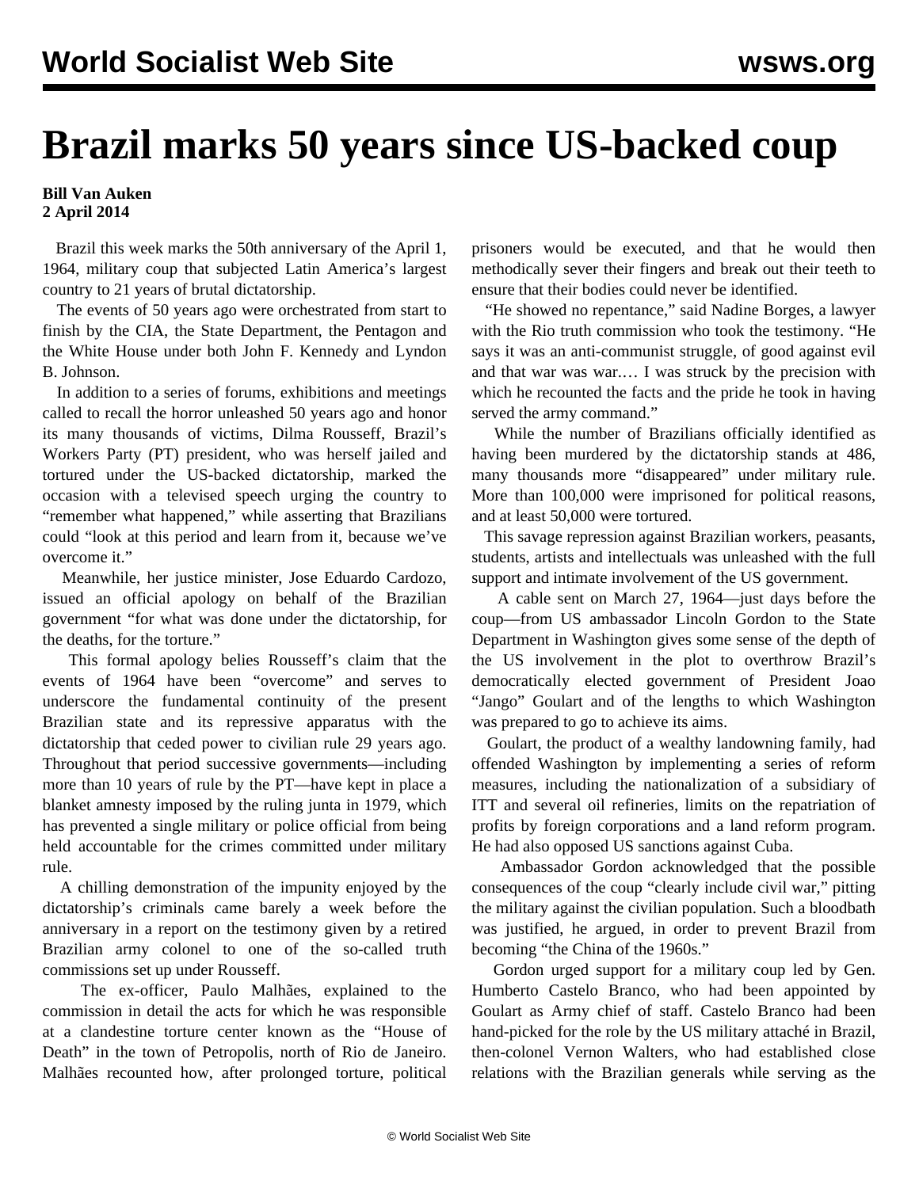# Brazil marks 50 years since US-backed coup

**Bill Van Auken**
**2 April 2014**

Brazil this week marks the 50th anniversary of the April 1, 1964, military coup that subjected Latin America's largest country to 21 years of brutal dictatorship.

The events of 50 years ago were orchestrated from start to finish by the CIA, the State Department, the Pentagon and the White House under both John F. Kennedy and Lyndon B. Johnson.

In addition to a series of forums, exhibitions and meetings called to recall the horror unleashed 50 years ago and honor its many thousands of victims, Dilma Rousseff, Brazil's Workers Party (PT) president, who was herself jailed and tortured under the US-backed dictatorship, marked the occasion with a televised speech urging the country to "remember what happened," while asserting that Brazilians could "look at this period and learn from it, because we've overcome it."

Meanwhile, her justice minister, Jose Eduardo Cardozo, issued an official apology on behalf of the Brazilian government "for what was done under the dictatorship, for the deaths, for the torture."

This formal apology belies Rousseff's claim that the events of 1964 have been "overcome" and serves to underscore the fundamental continuity of the present Brazilian state and its repressive apparatus with the dictatorship that ceded power to civilian rule 29 years ago. Throughout that period successive governments—including more than 10 years of rule by the PT—have kept in place a blanket amnesty imposed by the ruling junta in 1979, which has prevented a single military or police official from being held accountable for the crimes committed under military rule.

A chilling demonstration of the impunity enjoyed by the dictatorship's criminals came barely a week before the anniversary in a report on the testimony given by a retired Brazilian army colonel to one of the so-called truth commissions set up under Rousseff.

The ex-officer, Paulo Malhães, explained to the commission in detail the acts for which he was responsible at a clandestine torture center known as the "House of Death" in the town of Petropolis, north of Rio de Janeiro. Malhães recounted how, after prolonged torture, political prisoners would be executed, and that he would then methodically sever their fingers and break out their teeth to ensure that their bodies could never be identified.

"He showed no repentance," said Nadine Borges, a lawyer with the Rio truth commission who took the testimony. "He says it was an anti-communist struggle, of good against evil and that war was war.… I was struck by the precision with which he recounted the facts and the pride he took in having served the army command."

While the number of Brazilians officially identified as having been murdered by the dictatorship stands at 486, many thousands more "disappeared" under military rule. More than 100,000 were imprisoned for political reasons, and at least 50,000 were tortured.

This savage repression against Brazilian workers, peasants, students, artists and intellectuals was unleashed with the full support and intimate involvement of the US government.

A cable sent on March 27, 1964—just days before the coup—from US ambassador Lincoln Gordon to the State Department in Washington gives some sense of the depth of the US involvement in the plot to overthrow Brazil's democratically elected government of President Joao "Jango" Goulart and of the lengths to which Washington was prepared to go to achieve its aims.

Goulart, the product of a wealthy landowning family, had offended Washington by implementing a series of reform measures, including the nationalization of a subsidiary of ITT and several oil refineries, limits on the repatriation of profits by foreign corporations and a land reform program. He had also opposed US sanctions against Cuba.

Ambassador Gordon acknowledged that the possible consequences of the coup "clearly include civil war," pitting the military against the civilian population. Such a bloodbath was justified, he argued, in order to prevent Brazil from becoming "the China of the 1960s."

Gordon urged support for a military coup led by Gen. Humberto Castelo Branco, who had been appointed by Goulart as Army chief of staff. Castelo Branco had been hand-picked for the role by the US military attaché in Brazil, then-colonel Vernon Walters, who had established close relations with the Brazilian generals while serving as the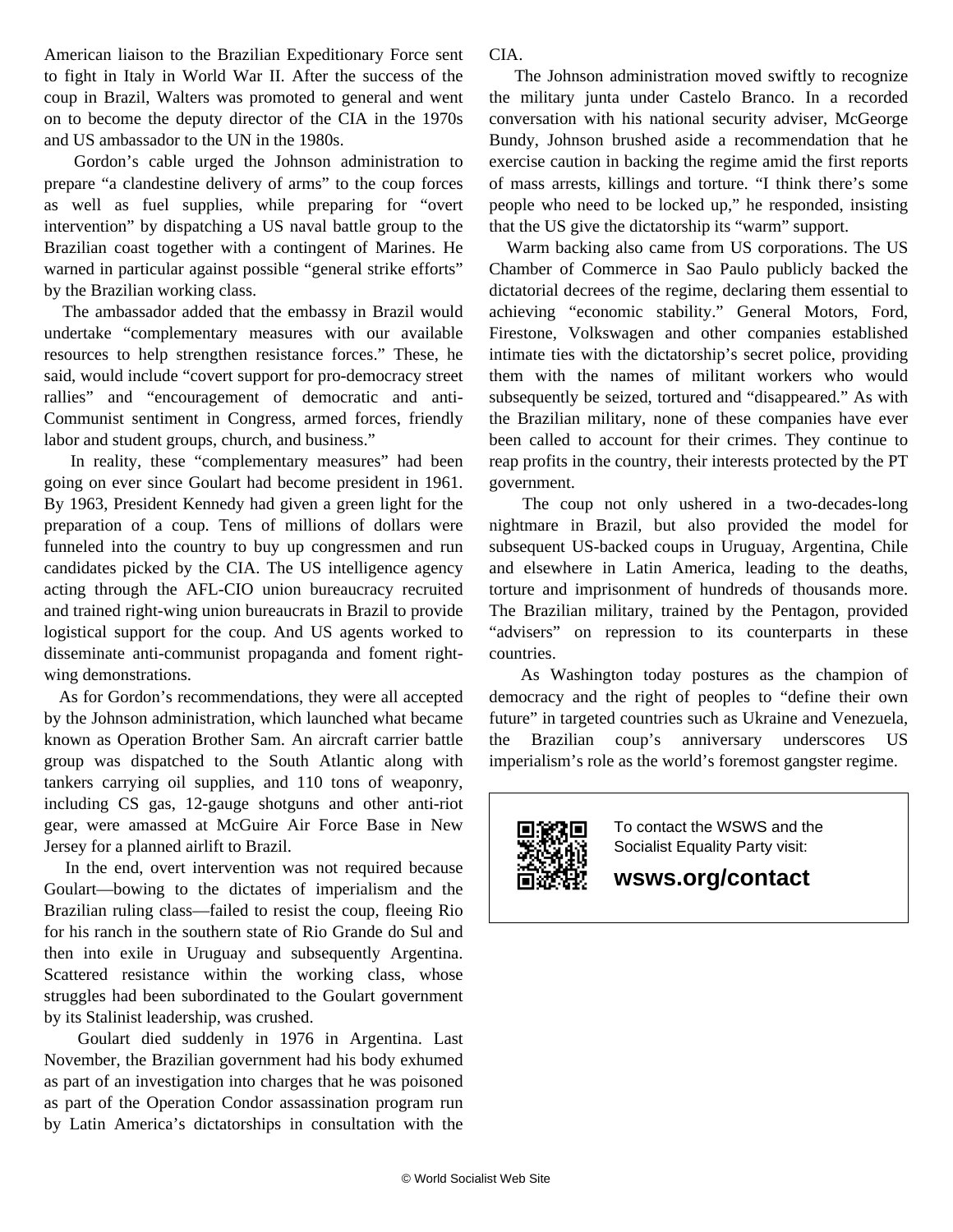American liaison to the Brazilian Expeditionary Force sent to fight in Italy in World War II. After the success of the coup in Brazil, Walters was promoted to general and went on to become the deputy director of the CIA in the 1970s and US ambassador to the UN in the 1980s.

Gordon's cable urged the Johnson administration to prepare "a clandestine delivery of arms" to the coup forces as well as fuel supplies, while preparing for "overt intervention" by dispatching a US naval battle group to the Brazilian coast together with a contingent of Marines. He warned in particular against possible "general strike efforts" by the Brazilian working class.

The ambassador added that the embassy in Brazil would undertake "complementary measures with our available resources to help strengthen resistance forces." These, he said, would include "covert support for pro-democracy street rallies" and "encouragement of democratic and anti-Communist sentiment in Congress, armed forces, friendly labor and student groups, church, and business."

In reality, these "complementary measures" had been going on ever since Goulart had become president in 1961. By 1963, President Kennedy had given a green light for the preparation of a coup. Tens of millions of dollars were funneled into the country to buy up congressmen and run candidates picked by the CIA. The US intelligence agency acting through the AFL-CIO union bureaucracy recruited and trained right-wing union bureaucrats in Brazil to provide logistical support for the coup. And US agents worked to disseminate anti-communist propaganda and foment right-wing demonstrations.

As for Gordon's recommendations, they were all accepted by the Johnson administration, which launched what became known as Operation Brother Sam. An aircraft carrier battle group was dispatched to the South Atlantic along with tankers carrying oil supplies, and 110 tons of weaponry, including CS gas, 12-gauge shotguns and other anti-riot gear, were amassed at McGuire Air Force Base in New Jersey for a planned airlift to Brazil.

In the end, overt intervention was not required because Goulart—bowing to the dictates of imperialism and the Brazilian ruling class—failed to resist the coup, fleeing Rio for his ranch in the southern state of Rio Grande do Sul and then into exile in Uruguay and subsequently Argentina. Scattered resistance within the working class, whose struggles had been subordinated to the Goulart government by its Stalinist leadership, was crushed.

Goulart died suddenly in 1976 in Argentina. Last November, the Brazilian government had his body exhumed as part of an investigation into charges that he was poisoned as part of the Operation Condor assassination program run by Latin America's dictatorships in consultation with the CIA.

The Johnson administration moved swiftly to recognize the military junta under Castelo Branco. In a recorded conversation with his national security adviser, McGeorge Bundy, Johnson brushed aside a recommendation that he exercise caution in backing the regime amid the first reports of mass arrests, killings and torture. "I think there's some people who need to be locked up," he responded, insisting that the US give the dictatorship its "warm" support.

Warm backing also came from US corporations. The US Chamber of Commerce in Sao Paulo publicly backed the dictatorial decrees of the regime, declaring them essential to achieving "economic stability." General Motors, Ford, Firestone, Volkswagen and other companies established intimate ties with the dictatorship's secret police, providing them with the names of militant workers who would subsequently be seized, tortured and "disappeared." As with the Brazilian military, none of these companies have ever been called to account for their crimes. They continue to reap profits in the country, their interests protected by the PT government.

The coup not only ushered in a two-decades-long nightmare in Brazil, but also provided the model for subsequent US-backed coups in Uruguay, Argentina, Chile and elsewhere in Latin America, leading to the deaths, torture and imprisonment of hundreds of thousands more. The Brazilian military, trained by the Pentagon, provided "advisers" on repression to its counterparts in these countries.

As Washington today postures as the champion of democracy and the right of peoples to "define their own future" in targeted countries such as Ukraine and Venezuela, the Brazilian coup's anniversary underscores US imperialism's role as the world's foremost gangster regime.

To contact the WSWS and the Socialist Equality Party visit:

**wsws.org/contact**